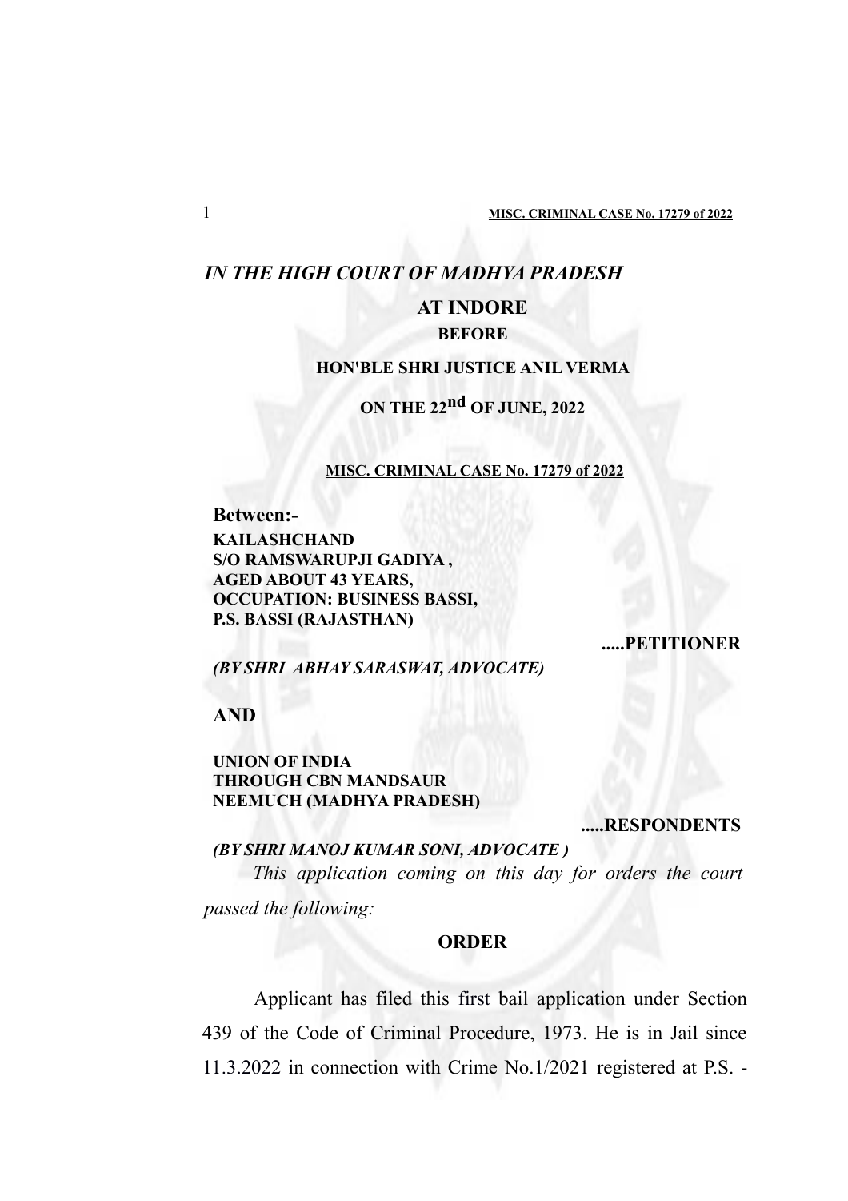*IN THE HIGH COURT OF MADHYA PRADESH*

**AT INDORE**

**BEFORE**

**HON'BLE SHRI JUSTICE ANIL VERMA**

**ON THE 22nd OF JUNE, 2022**

**MISC. CRIMINAL CASE No. 17279 of 2022**

**Between:-**

**KAILASHCHAND**
**S/O RAMSWARUPJI GADIYA ,**
**AGED ABOUT 43 YEARS,**
**OCCUPATION: BUSINESS BASSI,**
**P.S. BASSI (RAJASTHAN)**

**.....PETITIONER**

***(BY SHRI ABHAY SARASWAT, ADVOCATE)***

**AND**

**UNION OF INDIA**
**THROUGH CBN MANDSAUR**
**NEEMUCH (MADHYA PRADESH)**

**.....RESPONDENTS**

***(BY SHRI MANOJ KUMAR SONI, ADVOCATE )***

*This application coming on this day for orders the court passed the following:*

**ORDER**

Applicant has filed this first bail application under Section 439 of the Code of Criminal Procedure, 1973. He is in Jail since 11.3.2022 in connection with Crime No.1/2021 registered at P.S. -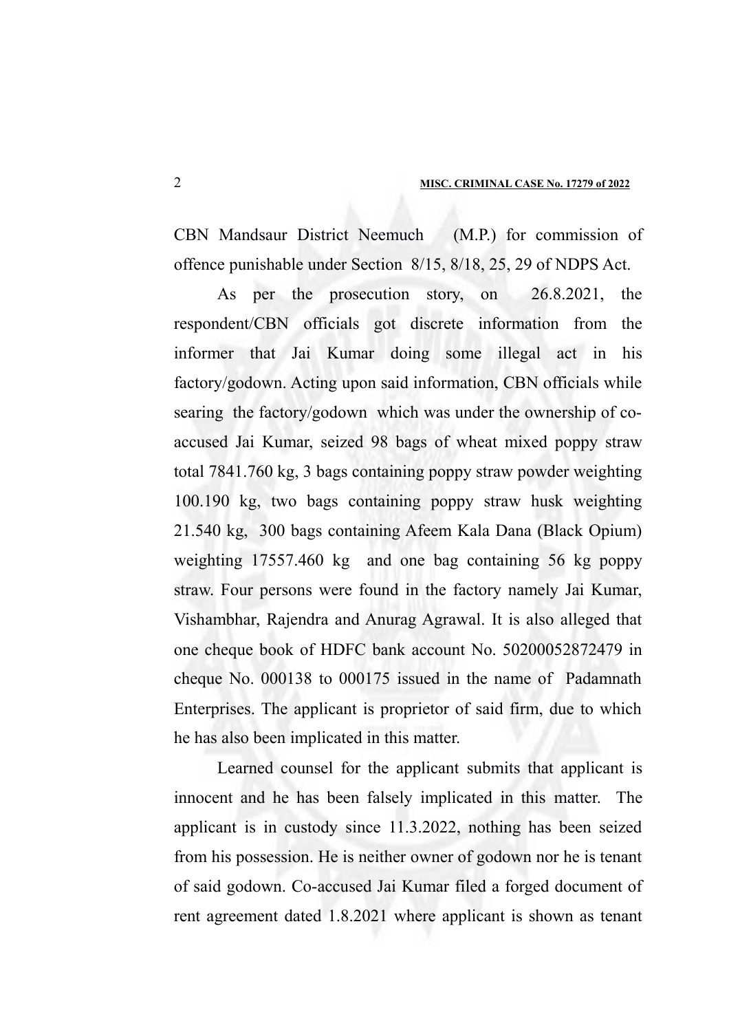CBN Mandsaur District Neemuch (M.P.) for commission of offence punishable under Section 8/15, 8/18, 25, 29 of NDPS Act.

As per the prosecution story, on 26.8.2021, the respondent/CBN officials got discrete information from the informer that Jai Kumar doing some illegal act in his factory/godown. Acting upon said information, CBN officials while searing the factory/godown which was under the ownership of co-accused Jai Kumar, seized 98 bags of wheat mixed poppy straw total 7841.760 kg, 3 bags containing poppy straw powder weighting 100.190 kg, two bags containing poppy straw husk weighting 21.540 kg, 300 bags containing Afeem Kala Dana (Black Opium) weighting 17557.460 kg and one bag containing 56 kg poppy straw. Four persons were found in the factory namely Jai Kumar, Vishambhar, Rajendra and Anurag Agrawal. It is also alleged that one cheque book of HDFC bank account No. 50200052872479 in cheque No. 000138 to 000175 issued in the name of Padamnath Enterprises. The applicant is proprietor of said firm, due to which he has also been implicated in this matter.

Learned counsel for the applicant submits that applicant is innocent and he has been falsely implicated in this matter. The applicant is in custody since 11.3.2022, nothing has been seized from his possession. He is neither owner of godown nor he is tenant of said godown. Co-accused Jai Kumar filed a forged document of rent agreement dated 1.8.2021 where applicant is shown as tenant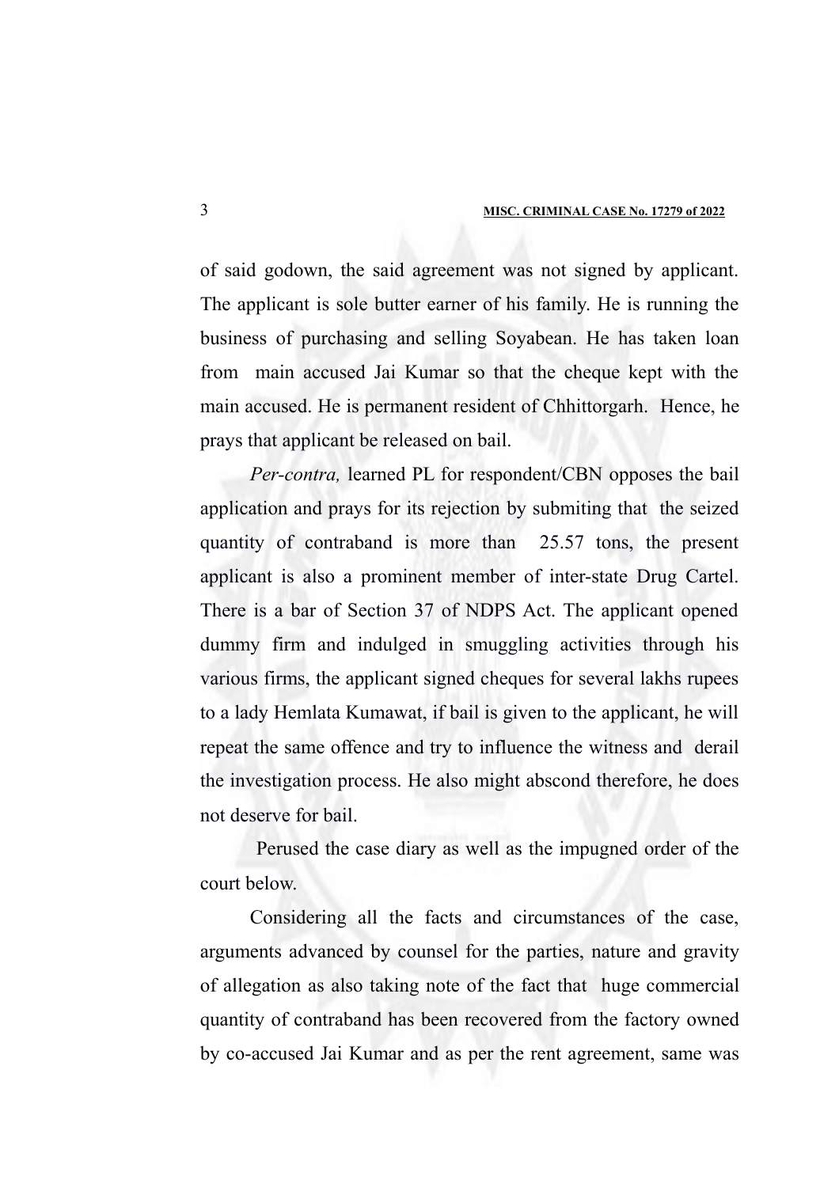of said godown, the said agreement was not signed by applicant. The applicant is sole butter earner of his family. He is running the business of purchasing and selling Soyabean. He has taken loan from main accused Jai Kumar so that the cheque kept with the main accused. He is permanent resident of Chhittorgarh. Hence, he prays that applicant be released on bail.

*Per-contra,* learned PL for respondent/CBN opposes the bail application and prays for its rejection by submiting that the seized quantity of contraband is more than 25.57 tons, the present applicant is also a prominent member of inter-state Drug Cartel. There is a bar of Section 37 of NDPS Act. The applicant opened dummy firm and indulged in smuggling activities through his various firms, the applicant signed cheques for several lakhs rupees to a lady Hemlata Kumawat, if bail is given to the applicant, he will repeat the same offence and try to influence the witness and derail the investigation process. He also might abscond therefore, he does not deserve for bail.

Perused the case diary as well as the impugned order of the court below.

Considering all the facts and circumstances of the case, arguments advanced by counsel for the parties, nature and gravity of allegation as also taking note of the fact that huge commercial quantity of contraband has been recovered from the factory owned by co-accused Jai Kumar and as per the rent agreement, same was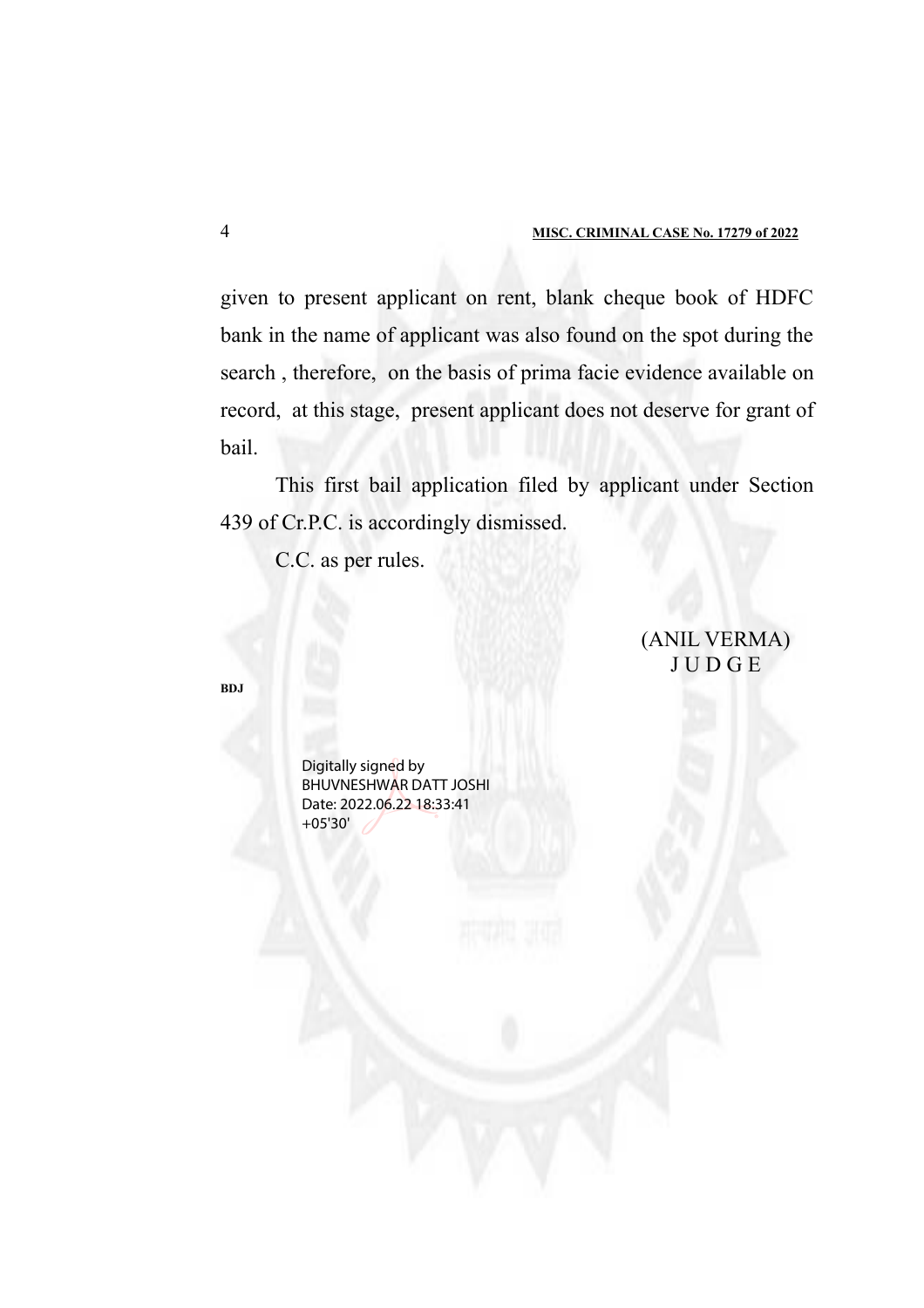given to present applicant on rent, blank cheque book of HDFC bank in the name of applicant was also found on the spot during the search , therefore, on the basis of prima facie evidence available on record, at this stage, present applicant does not deserve for grant of bail.

This first bail application filed by applicant under Section 439 of Cr.P.C. is accordingly dismissed.

C.C. as per rules.

(ANIL VERMA)
JUDGE

**BDJ**

Digitally signed by BHUVNESHWAR DATT JOSHI
Date: 2022.06.22 18:33:41 +05'30'